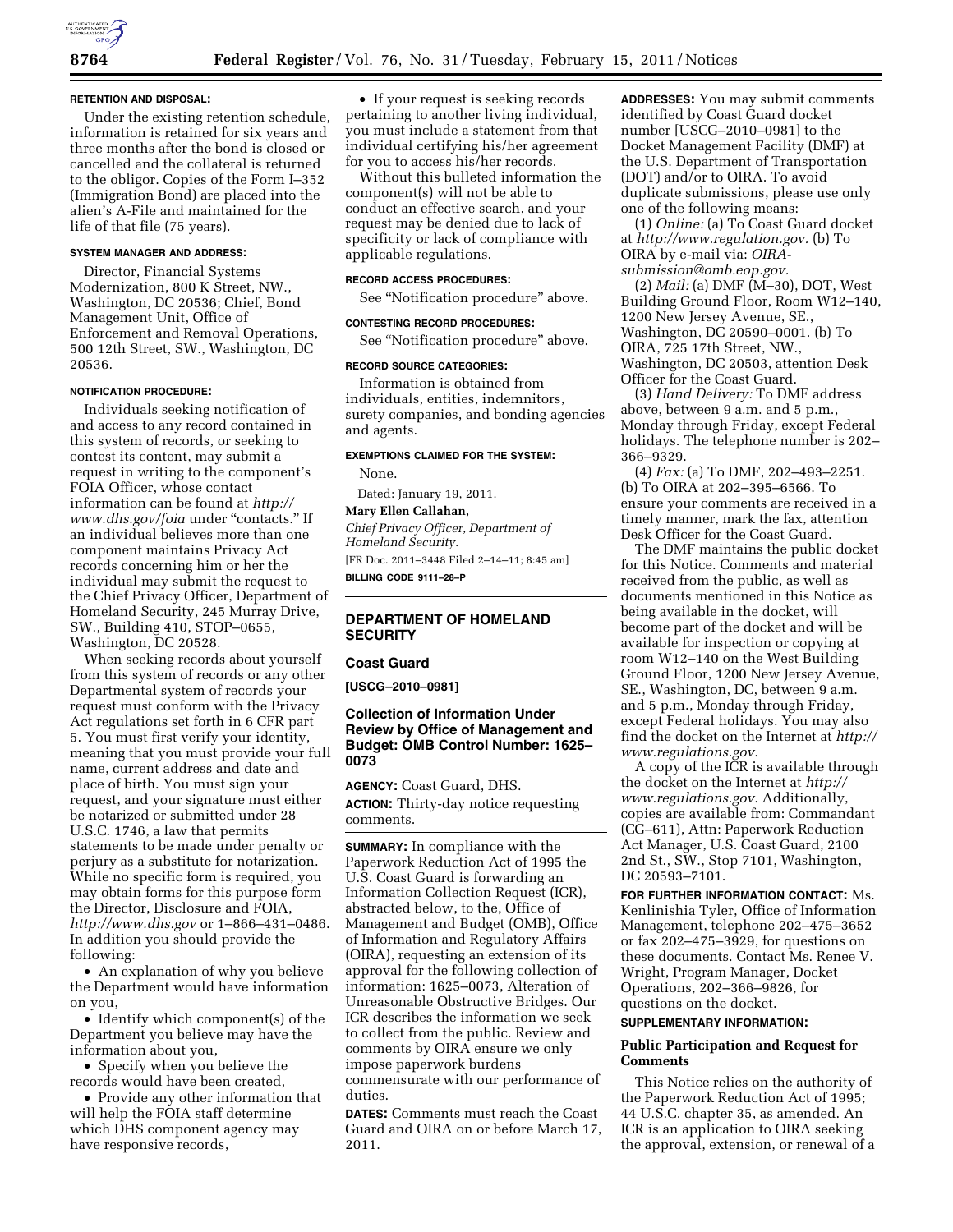**RETENTION AND DISPOSAL:**

Under the existing retention schedule, information is retained for six years and three months after the bond is closed or cancelled and the collateral is returned to the obligor. Copies of the Form I–352 (Immigration Bond) are placed into the alien's A-File and maintained for the life of that file (75 years).

**SYSTEM MANAGER AND ADDRESS:**

Director, Financial Systems Modernization, 800 K Street, NW., Washington, DC 20536; Chief, Bond Management Unit, Office of Enforcement and Removal Operations, 500 12th Street, SW., Washington, DC 20536.

**NOTIFICATION PROCEDURE:**

Individuals seeking notification of and access to any record contained in this system of records, or seeking to contest its content, may submit a request in writing to the component's FOIA Officer, whose contact information can be found at *http://www.dhs.gov/foia* under "contacts." If an individual believes more than one component maintains Privacy Act records concerning him or her the individual may submit the request to the Chief Privacy Officer, Department of Homeland Security, 245 Murray Drive, SW., Building 410, STOP–0655, Washington, DC 20528.

When seeking records about yourself from this system of records or any other Departmental system of records your request must conform with the Privacy Act regulations set forth in 6 CFR part 5. You must first verify your identity, meaning that you must provide your full name, current address and date and place of birth. You must sign your request, and your signature must either be notarized or submitted under 28 U.S.C. 1746, a law that permits statements to be made under penalty or perjury as a substitute for notarization. While no specific form is required, you may obtain forms for this purpose form the Director, Disclosure and FOIA, *http://www.dhs.gov* or 1–866–431–0486. In addition you should provide the following:

- An explanation of why you believe the Department would have information on you,
- Identify which component(s) of the Department you believe may have the information about you,
- Specify when you believe the records would have been created,
- Provide any other information that will help the FOIA staff determine which DHS component agency may have responsive records,
- If your request is seeking records pertaining to another living individual, you must include a statement from that individual certifying his/her agreement for you to access his/her records.

Without this bulleted information the component(s) will not be able to conduct an effective search, and your request may be denied due to lack of specificity or lack of compliance with applicable regulations.

**RECORD ACCESS PROCEDURES:**

See "Notification procedure" above.

**CONTESTING RECORD PROCEDURES:**

See "Notification procedure" above.

**RECORD SOURCE CATEGORIES:**

Information is obtained from individuals, entities, indemnitors, surety companies, and bonding agencies and agents.

**EXEMPTIONS CLAIMED FOR THE SYSTEM:**

None.

Dated: January 19, 2011.

**Mary Ellen Callahan,**

*Chief Privacy Officer, Department of Homeland Security.*

[FR Doc. 2011–3448 Filed 2–14–11; 8:45 am]

**BILLING CODE 9111–28–P**

## DEPARTMENT OF HOMELAND SECURITY

### Coast Guard

**[USCG–2010–0981]**

### Collection of Information Under Review by Office of Management and Budget: OMB Control Number: 1625–0073

**AGENCY:** Coast Guard, DHS.

**ACTION:** Thirty-day notice requesting comments.

**SUMMARY:** In compliance with the Paperwork Reduction Act of 1995 the U.S. Coast Guard is forwarding an Information Collection Request (ICR), abstracted below, to the, Office of Management and Budget (OMB), Office of Information and Regulatory Affairs (OIRA), requesting an extension of its approval for the following collection of information: 1625–0073, Alteration of Unreasonable Obstructive Bridges. Our ICR describes the information we seek to collect from the public. Review and comments by OIRA ensure we only impose paperwork burdens commensurate with our performance of duties.

**DATES:** Comments must reach the Coast Guard and OIRA on or before March 17, 2011.

**ADDRESSES:** You may submit comments identified by Coast Guard docket number [USCG–2010–0981] to the Docket Management Facility (DMF) at the U.S. Department of Transportation (DOT) and/or to OIRA. To avoid duplicate submissions, please use only one of the following means:

(1) *Online:* (a) To Coast Guard docket at *http://www.regulation.gov.* (b) To OIRA by e-mail via: *OIRA-submission@omb.eop.gov.*

(2) *Mail:* (a) DMF (M–30), DOT, West Building Ground Floor, Room W12–140, 1200 New Jersey Avenue, SE., Washington, DC 20590–0001. (b) To OIRA, 725 17th Street, NW., Washington, DC 20503, attention Desk Officer for the Coast Guard.

(3) *Hand Delivery:* To DMF address above, between 9 a.m. and 5 p.m., Monday through Friday, except Federal holidays. The telephone number is 202–366–9329.

(4) *Fax:* (a) To DMF, 202–493–2251. (b) To OIRA at 202–395–6566. To ensure your comments are received in a timely manner, mark the fax, attention Desk Officer for the Coast Guard.

The DMF maintains the public docket for this Notice. Comments and material received from the public, as well as documents mentioned in this Notice as being available in the docket, will become part of the docket and will be available for inspection or copying at room W12–140 on the West Building Ground Floor, 1200 New Jersey Avenue, SE., Washington, DC, between 9 a.m. and 5 p.m., Monday through Friday, except Federal holidays. You may also find the docket on the Internet at *http://www.regulations.gov.*

A copy of the ICR is available through the docket on the Internet at *http://www.regulations.gov.* Additionally, copies are available from: Commandant (CG–611), Attn: Paperwork Reduction Act Manager, U.S. Coast Guard, 2100 2nd St., SW., Stop 7101, Washington, DC 20593–7101.

**FOR FURTHER INFORMATION CONTACT:** Ms. Kenlinishia Tyler, Office of Information Management, telephone 202–475–3652 or fax 202–475–3929, for questions on these documents. Contact Ms. Renee V. Wright, Program Manager, Docket Operations, 202–366–9826, for questions on the docket.

**SUPPLEMENTARY INFORMATION:**

#### Public Participation and Request for Comments

This Notice relies on the authority of the Paperwork Reduction Act of 1995; 44 U.S.C. chapter 35, as amended. An ICR is an application to OIRA seeking the approval, extension, or renewal of a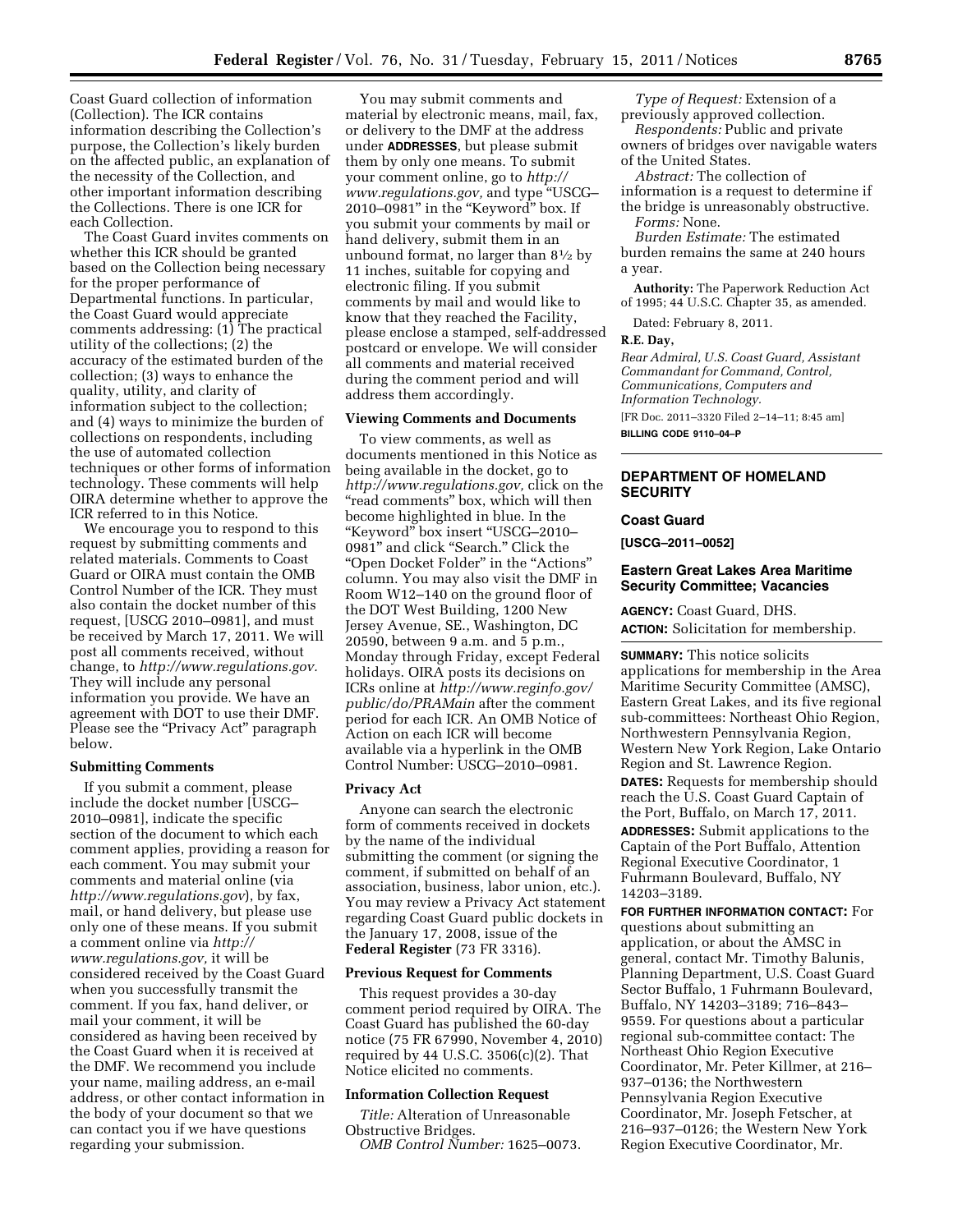Coast Guard collection of information (Collection). The ICR contains information describing the Collection's purpose, the Collection's likely burden on the affected public, an explanation of the necessity of the Collection, and other important information describing the Collections. There is one ICR for each Collection.

The Coast Guard invites comments on whether this ICR should be granted based on the Collection being necessary for the proper performance of Departmental functions. In particular, the Coast Guard would appreciate comments addressing: (1) The practical utility of the collections; (2) the accuracy of the estimated burden of the collection; (3) ways to enhance the quality, utility, and clarity of information subject to the collection; and (4) ways to minimize the burden of collections on respondents, including the use of automated collection techniques or other forms of information technology. These comments will help OIRA determine whether to approve the ICR referred to in this Notice.

We encourage you to respond to this request by submitting comments and related materials. Comments to Coast Guard or OIRA must contain the OMB Control Number of the ICR. They must also contain the docket number of this request, [USCG 2010–0981], and must be received by March 17, 2011. We will post all comments received, without change, to *http://www.regulations.gov.* They will include any personal information you provide. We have an agreement with DOT to use their DMF. Please see the "Privacy Act" paragraph below.

### Submitting Comments

If you submit a comment, please include the docket number [USCG–2010–0981], indicate the specific section of the document to which each comment applies, providing a reason for each comment. You may submit your comments and material online (via *http://www.regulations.gov*), by fax, mail, or hand delivery, but please use only one of these means. If you submit a comment online via *http://www.regulations.gov,* it will be considered received by the Coast Guard when you successfully transmit the comment. If you fax, hand deliver, or mail your comment, it will be considered as having been received by the Coast Guard when it is received at the DMF. We recommend you include your name, mailing address, an e-mail address, or other contact information in the body of your document so that we can contact you if we have questions regarding your submission.

You may submit comments and material by electronic means, mail, fax, or delivery to the DMF at the address under **ADDRESSES**, but please submit them by only one means. To submit your comment online, go to *http://www.regulations.gov,* and type "USCG–2010–0981" in the "Keyword" box. If you submit your comments by mail or hand delivery, submit them in an unbound format, no larger than 8½ by 11 inches, suitable for copying and electronic filing. If you submit comments by mail and would like to know that they reached the Facility, please enclose a stamped, self-addressed postcard or envelope. We will consider all comments and material received during the comment period and will address them accordingly.

### Viewing Comments and Documents

To view comments, as well as documents mentioned in this Notice as being available in the docket, go to *http://www.regulations.gov,* click on the "read comments" box, which will then become highlighted in blue. In the "Keyword" box insert "USCG–2010–0981" and click "Search." Click the "Open Docket Folder" in the "Actions" column. You may also visit the DMF in Room W12–140 on the ground floor of the DOT West Building, 1200 New Jersey Avenue, SE., Washington, DC 20590, between 9 a.m. and 5 p.m., Monday through Friday, except Federal holidays. OIRA posts its decisions on ICRs online at *http://www.reginfo.gov/public/do/PRAMain* after the comment period for each ICR. An OMB Notice of Action on each ICR will become available via a hyperlink in the OMB Control Number: USCG–2010–0981.

### Privacy Act

Anyone can search the electronic form of comments received in dockets by the name of the individual submitting the comment (or signing the comment, if submitted on behalf of an association, business, labor union, etc.). You may review a Privacy Act statement regarding Coast Guard public dockets in the January 17, 2008, issue of the **Federal Register** (73 FR 3316).

### Previous Request for Comments

This request provides a 30-day comment period required by OIRA. The Coast Guard has published the 60-day notice (75 FR 67990, November 4, 2010) required by 44 U.S.C. 3506(c)(2). That Notice elicited no comments.

### Information Collection Request

*Title:* Alteration of Unreasonable Obstructive Bridges.

*OMB Control Number:* 1625–0073.

*Type of Request:* Extension of a previously approved collection.

*Respondents:* Public and private owners of bridges over navigable waters of the United States.

*Abstract:* The collection of information is a request to determine if the bridge is unreasonably obstructive.

*Forms:* None.

*Burden Estimate:* The estimated burden remains the same at 240 hours a year.

**Authority:** The Paperwork Reduction Act of 1995; 44 U.S.C. Chapter 35, as amended.

Dated: February 8, 2011.

**R.E. Day,**

*Rear Admiral, U.S. Coast Guard, Assistant Commandant for Command, Control, Communications, Computers and Information Technology.*

[FR Doc. 2011–3320 Filed 2–14–11; 8:45 am]

**BILLING CODE 9110–04–P**

## DEPARTMENT OF HOMELAND SECURITY

### Coast Guard

**[USCG–2011–0052]**

### Eastern Great Lakes Area Maritime Security Committee; Vacancies

**AGENCY:** Coast Guard, DHS.

**ACTION:** Solicitation for membership.

**SUMMARY:** This notice solicits applications for membership in the Area Maritime Security Committee (AMSC), Eastern Great Lakes, and its five regional sub-committees: Northeast Ohio Region, Northwestern Pennsylvania Region, Western New York Region, Lake Ontario Region and St. Lawrence Region.

**DATES:** Requests for membership should reach the U.S. Coast Guard Captain of the Port, Buffalo, on March 17, 2011.

**ADDRESSES:** Submit applications to the Captain of the Port Buffalo, Attention Regional Executive Coordinator, 1 Fuhrmann Boulevard, Buffalo, NY 14203–3189.

**FOR FURTHER INFORMATION CONTACT:** For questions about submitting an application, or about the AMSC in general, contact Mr. Timothy Balunis, Planning Department, U.S. Coast Guard Sector Buffalo, 1 Fuhrmann Boulevard, Buffalo, NY 14203–3189; 716–843–9559. For questions about a particular regional sub-committee contact: The Northeast Ohio Region Executive Coordinator, Mr. Peter Killmer, at 216–937–0136; the Northwestern Pennsylvania Region Executive Coordinator, Mr. Joseph Fetscher, at 216–937–0126; the Western New York Region Executive Coordinator, Mr.